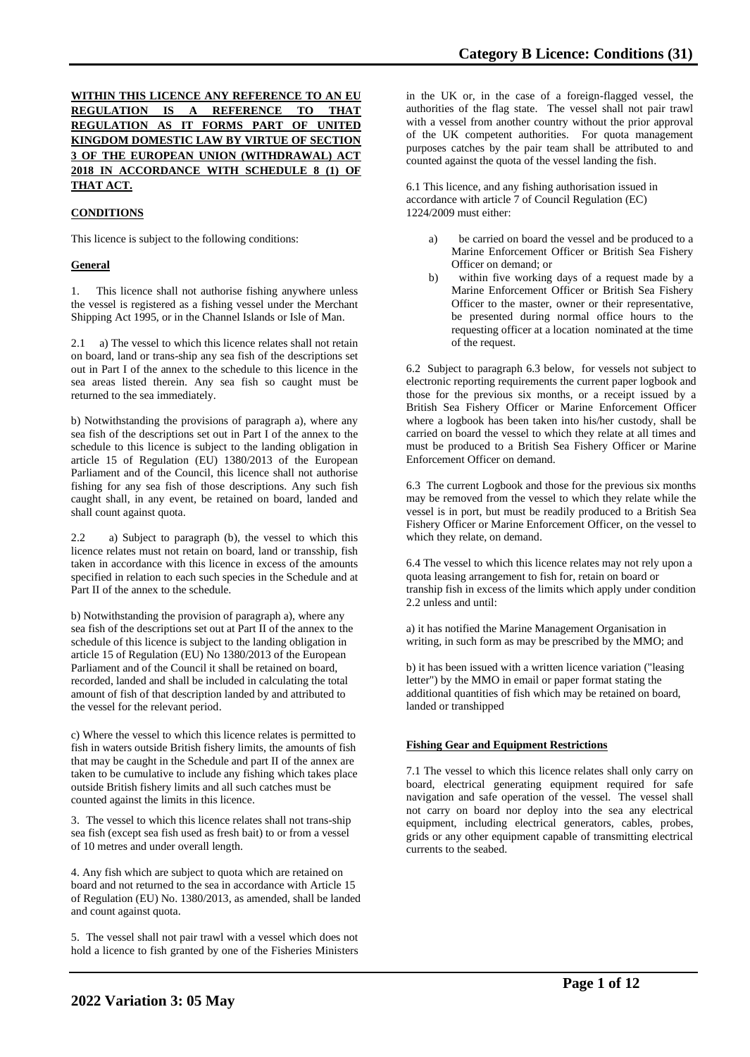**WITHIN THIS LICENCE ANY REFERENCE TO AN EU REGULATION IS A REFERENCE TO THAT REGULATION AS IT FORMS PART OF UNITED KINGDOM DOMESTIC LAW BY VIRTUE OF SECTION 3 OF THE EUROPEAN UNION (WITHDRAWAL) ACT 2018 IN ACCORDANCE WITH SCHEDULE 8 (1) OF THAT ACT.**

## CONDITIONS

This licence is subject to the following conditions:

### General

1. This licence shall not authorise fishing anywhere unless the vessel is registered as a fishing vessel under the Merchant Shipping Act 1995, or in the Channel Islands or Isle of Man.

2.1 a) The vessel to which this licence relates shall not retain on board, land or trans-ship any sea fish of the descriptions set out in Part I of the annex to the schedule to this licence in the sea areas listed therein. Any sea fish so caught must be returned to the sea immediately.

b) Notwithstanding the provisions of paragraph a), where any sea fish of the descriptions set out in Part I of the annex to the schedule to this licence is subject to the landing obligation in article 15 of Regulation (EU) 1380/2013 of the European Parliament and of the Council, this licence shall not authorise fishing for any sea fish of those descriptions. Any such fish caught shall, in any event, be retained on board, landed and shall count against quota.

2.2 a) Subject to paragraph (b), the vessel to which this licence relates must not retain on board, land or transship, fish taken in accordance with this licence in excess of the amounts specified in relation to each such species in the Schedule and at Part II of the annex to the schedule.

b) Notwithstanding the provision of paragraph a), where any sea fish of the descriptions set out at Part II of the annex to the schedule of this licence is subject to the landing obligation in article 15 of Regulation (EU) No 1380/2013 of the European Parliament and of the Council it shall be retained on board, recorded, landed and shall be included in calculating the total amount of fish of that description landed by and attributed to the vessel for the relevant period.

c) Where the vessel to which this licence relates is permitted to fish in waters outside British fishery limits, the amounts of fish that may be caught in the Schedule and part II of the annex are taken to be cumulative to include any fishing which takes place outside British fishery limits and all such catches must be counted against the limits in this licence.

3. The vessel to which this licence relates shall not trans-ship sea fish (except sea fish used as fresh bait) to or from a vessel of 10 metres and under overall length.

4. Any fish which are subject to quota which are retained on board and not returned to the sea in accordance with Article 15 of Regulation (EU) No. 1380/2013, as amended, shall be landed and count against quota.

5. The vessel shall not pair trawl with a vessel which does not hold a licence to fish granted by one of the Fisheries Ministers in the UK or, in the case of a foreign-flagged vessel, the authorities of the flag state. The vessel shall not pair trawl with a vessel from another country without the prior approval of the UK competent authorities. For quota management purposes catches by the pair team shall be attributed to and counted against the quota of the vessel landing the fish.

6.1 This licence, and any fishing authorisation issued in accordance with article 7 of Council Regulation (EC) 1224/2009 must either:

a) be carried on board the vessel and be produced to a Marine Enforcement Officer or British Sea Fishery Officer on demand; or

b) within five working days of a request made by a Marine Enforcement Officer or British Sea Fishery Officer to the master, owner or their representative, be presented during normal office hours to the requesting officer at a location nominated at the time of the request.

6.2 Subject to paragraph 6.3 below, for vessels not subject to electronic reporting requirements the current paper logbook and those for the previous six months, or a receipt issued by a British Sea Fishery Officer or Marine Enforcement Officer where a logbook has been taken into his/her custody, shall be carried on board the vessel to which they relate at all times and must be produced to a British Sea Fishery Officer or Marine Enforcement Officer on demand.

6.3 The current Logbook and those for the previous six months may be removed from the vessel to which they relate while the vessel is in port, but must be readily produced to a British Sea Fishery Officer or Marine Enforcement Officer, on the vessel to which they relate, on demand.

6.4 The vessel to which this licence relates may not rely upon a quota leasing arrangement to fish for, retain on board or tranship fish in excess of the limits which apply under condition 2.2 unless and until:

a) it has notified the Marine Management Organisation in writing, in such form as may be prescribed by the MMO; and

b) it has been issued with a written licence variation ("leasing letter") by the MMO in email or paper format stating the additional quantities of fish which may be retained on board, landed or transhipped

### Fishing Gear and Equipment Restrictions

7.1 The vessel to which this licence relates shall only carry on board, electrical generating equipment required for safe navigation and safe operation of the vessel. The vessel shall not carry on board nor deploy into the sea any electrical equipment, including electrical generators, cables, probes, grids or any other equipment capable of transmitting electrical currents to the seabed.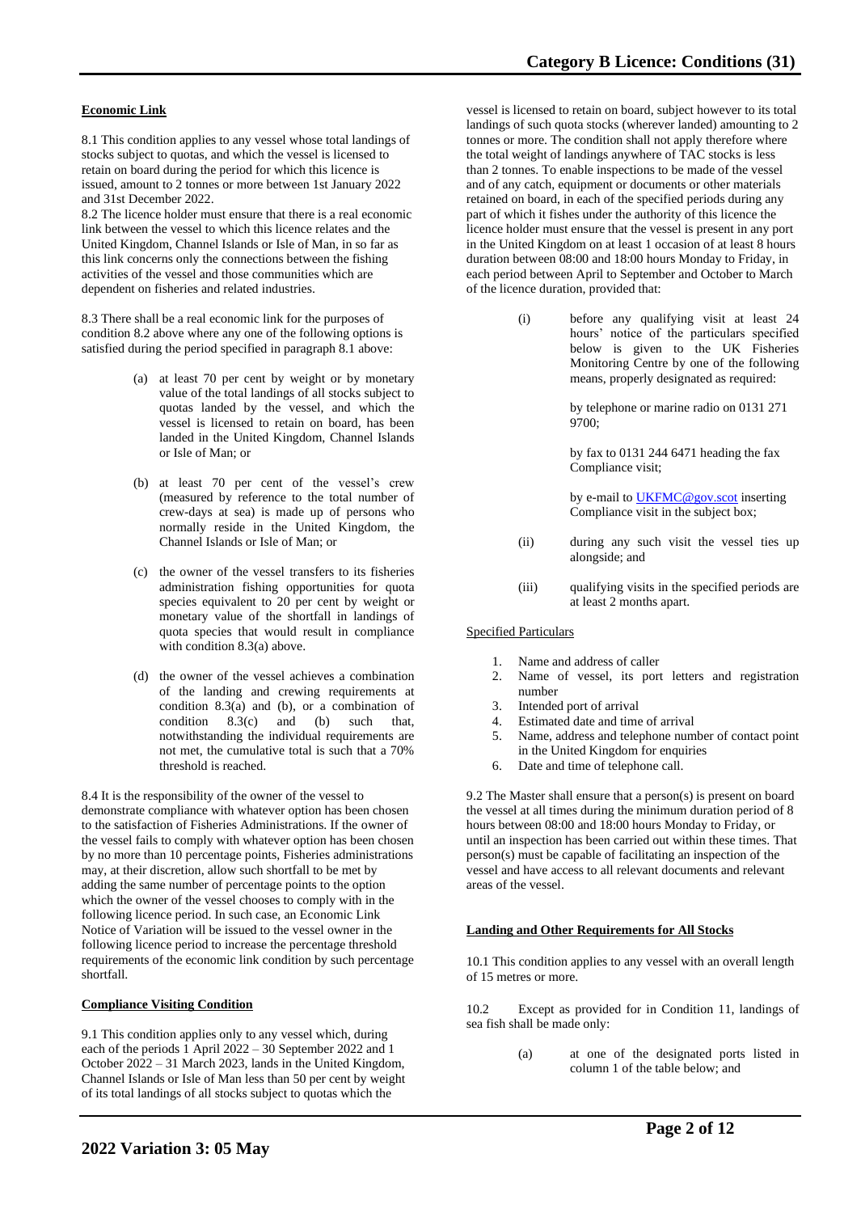**Economic Link**

8.1 This condition applies to any vessel whose total landings of stocks subject to quotas, and which the vessel is licensed to retain on board during the period for which this licence is issued, amount to 2 tonnes or more between 1st January 2022 and 31st December 2022.

8.2 The licence holder must ensure that there is a real economic link between the vessel to which this licence relates and the United Kingdom, Channel Islands or Isle of Man, in so far as this link concerns only the connections between the fishing activities of the vessel and those communities which are dependent on fisheries and related industries.

8.3 There shall be a real economic link for the purposes of condition 8.2 above where any one of the following options is satisfied during the period specified in paragraph 8.1 above:

(a) at least 70 per cent by weight or by monetary value of the total landings of all stocks subject to quotas landed by the vessel, and which the vessel is licensed to retain on board, has been landed in the United Kingdom, Channel Islands or Isle of Man; or

(b) at least 70 per cent of the vessel's crew (measured by reference to the total number of crew-days at sea) is made up of persons who normally reside in the United Kingdom, the Channel Islands or Isle of Man; or

(c) the owner of the vessel transfers to its fisheries administration fishing opportunities for quota species equivalent to 20 per cent by weight or monetary value of the shortfall in landings of quota species that would result in compliance with condition 8.3(a) above.

(d) the owner of the vessel achieves a combination of the landing and crewing requirements at condition 8.3(a) and (b), or a combination of condition 8.3(c) and (b) such that, notwithstanding the individual requirements are not met, the cumulative total is such that a 70% threshold is reached.

8.4 It is the responsibility of the owner of the vessel to demonstrate compliance with whatever option has been chosen to the satisfaction of Fisheries Administrations. If the owner of the vessel fails to comply with whatever option has been chosen by no more than 10 percentage points, Fisheries administrations may, at their discretion, allow such shortfall to be met by adding the same number of percentage points to the option which the owner of the vessel chooses to comply with in the following licence period. In such case, an Economic Link Notice of Variation will be issued to the vessel owner in the following licence period to increase the percentage threshold requirements of the economic link condition by such percentage shortfall.

**Compliance Visiting Condition**

9.1 This condition applies only to any vessel which, during each of the periods 1 April 2022 – 30 September 2022 and 1 October 2022 – 31 March 2023, lands in the United Kingdom, Channel Islands or Isle of Man less than 50 per cent by weight of its total landings of all stocks subject to quotas which the vessel is licensed to retain on board, subject however to its total landings of such quota stocks (wherever landed) amounting to 2 tonnes or more. The condition shall not apply therefore where the total weight of landings anywhere of TAC stocks is less than 2 tonnes. To enable inspections to be made of the vessel and of any catch, equipment or documents or other materials retained on board, in each of the specified periods during any part of which it fishes under the authority of this licence the licence holder must ensure that the vessel is present in any port in the United Kingdom on at least 1 occasion of at least 8 hours duration between 08:00 and 18:00 hours Monday to Friday, in each period between April to September and October to March of the licence duration, provided that:

(i) before any qualifying visit at least 24 hours' notice of the particulars specified below is given to the UK Fisheries Monitoring Centre by one of the following means, properly designated as required:

by telephone or marine radio on 0131 271 9700;

by fax to 0131 244 6471 heading the fax Compliance visit;

by e-mail to UKFMC@gov.scot inserting Compliance visit in the subject box;

(ii) during any such visit the vessel ties up alongside; and

(iii) qualifying visits in the specified periods are at least 2 months apart.

Specified Particulars

1. Name and address of caller
2. Name of vessel, its port letters and registration number
3. Intended port of arrival
4. Estimated date and time of arrival
5. Name, address and telephone number of contact point in the United Kingdom for enquiries
6. Date and time of telephone call.

9.2 The Master shall ensure that a person(s) is present on board the vessel at all times during the minimum duration period of 8 hours between 08:00 and 18:00 hours Monday to Friday, or until an inspection has been carried out within these times. That person(s) must be capable of facilitating an inspection of the vessel and have access to all relevant documents and relevant areas of the vessel.

**Landing and Other Requirements for All Stocks**

10.1 This condition applies to any vessel with an overall length of 15 metres or more.

10.2 Except as provided for in Condition 11, landings of sea fish shall be made only:

(a) at one of the designated ports listed in column 1 of the table below; and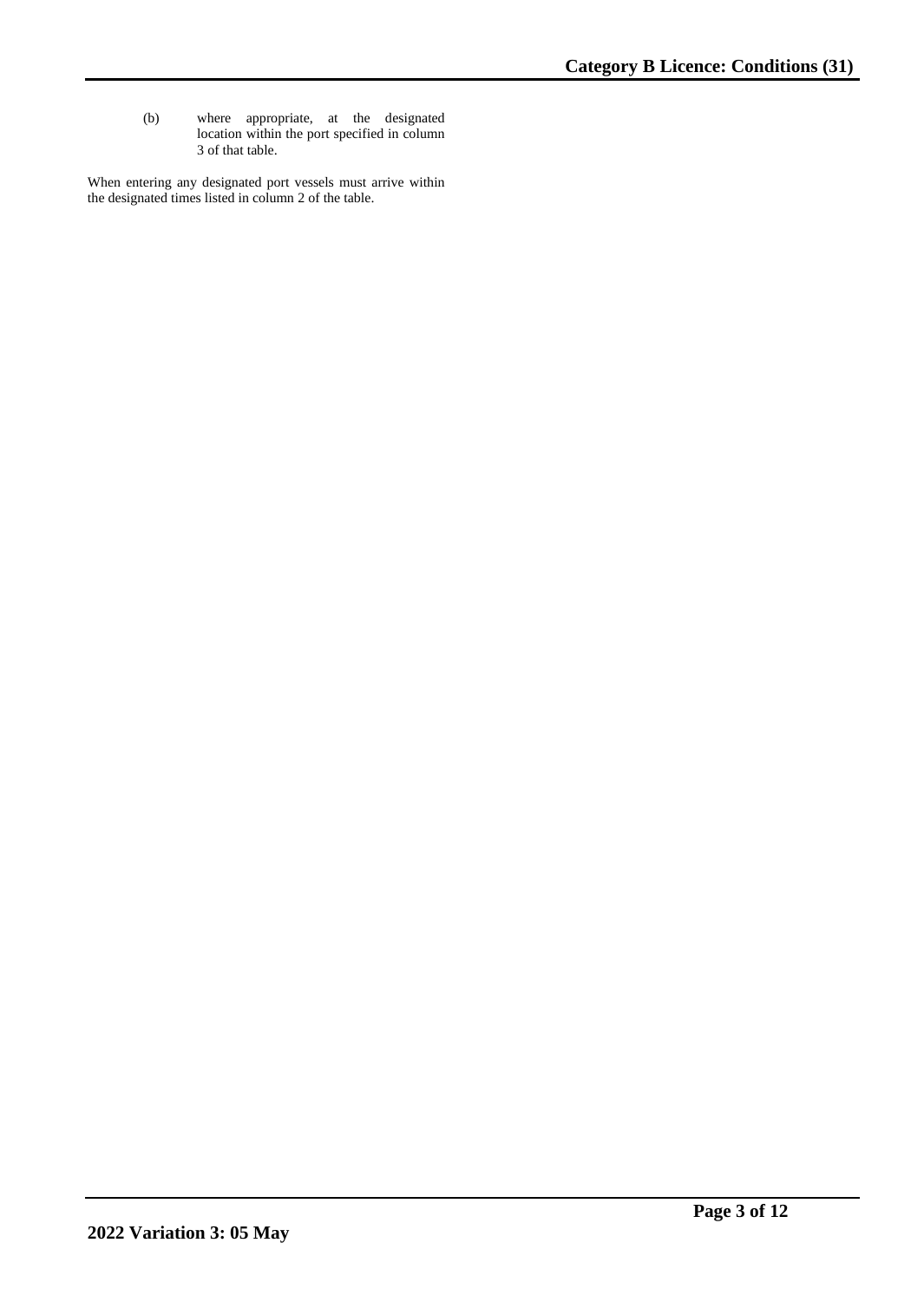(b) where appropriate, at the designated location within the port specified in column 3 of that table.

When entering any designated port vessels must arrive within the designated times listed in column 2 of the table.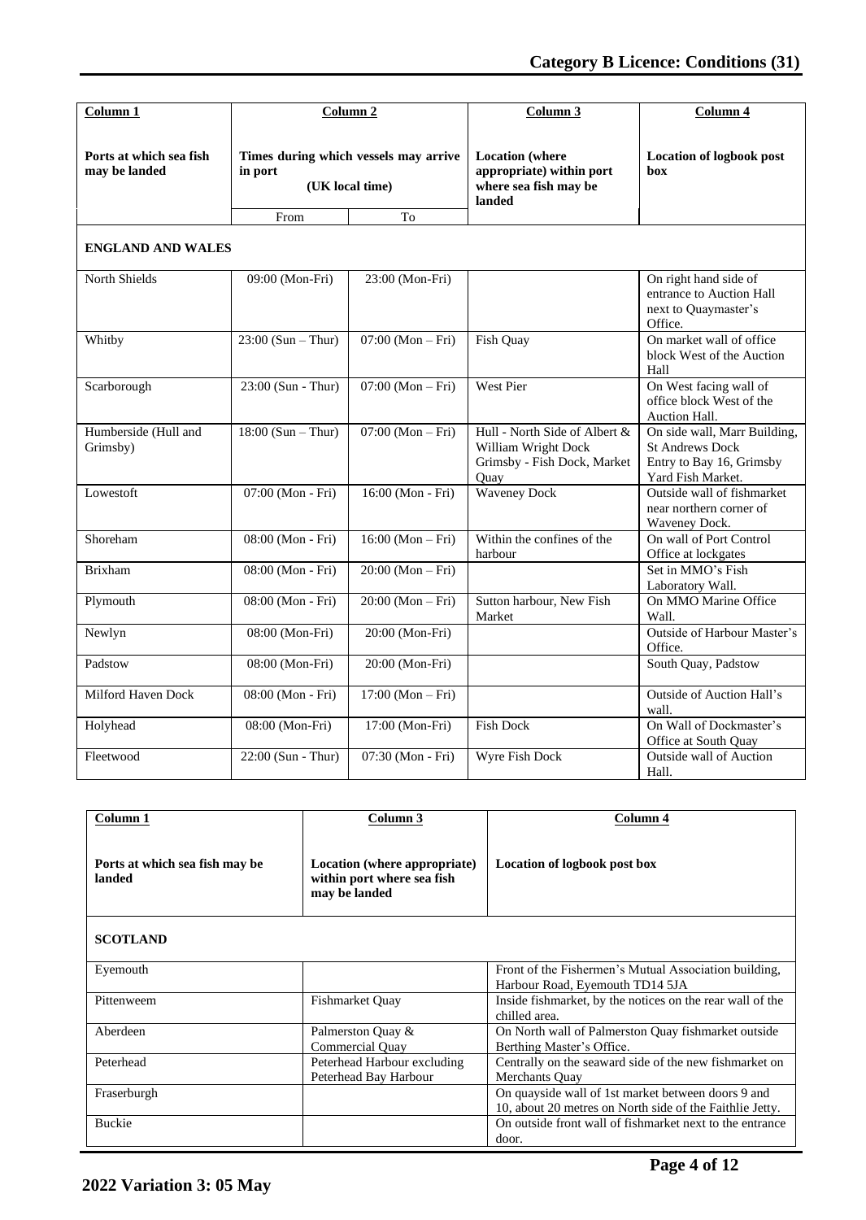| Column 1 | Column 2 | | Column 3 | Column 4 |
|---|---|---|---|---|
| **Ports at which sea fish may be landed** | **Times during which vessels may arrive in port (UK local time)** | | **Location (where appropriate) within port where sea fish may be landed** | **Location of logbook post box** |
| | From | To | | |
| **ENGLAND AND WALES** | | | | |
| North Shields | 09:00 (Mon-Fri) | 23:00 (Mon-Fri) | | On right hand side of entrance to Auction Hall next to Quaymaster's Office. |
| Whitby | 23:00 (Sun – Thur) | 07:00 (Mon – Fri) | Fish Quay | On market wall of office block West of the Auction Hall |
| Scarborough | 23:00 (Sun - Thur) | 07:00 (Mon – Fri) | West Pier | On West facing wall of office block West of the Auction Hall. |
| Humberside (Hull and Grimsby) | 18:00 (Sun – Thur) | 07:00 (Mon – Fri) | Hull - North Side of Albert & William Wright Dock Grimsby - Fish Dock, Market Quay | On side wall, Marr Building, St Andrews Dock Entry to Bay 16, Grimsby Yard Fish Market. |
| Lowestoft | 07:00 (Mon - Fri) | 16:00 (Mon - Fri) | Waveney Dock | Outside wall of fishmarket near northern corner of Waveney Dock. |
| Shoreham | 08:00 (Mon - Fri) | 16:00 (Mon – Fri) | Within the confines of the harbour | On wall of Port Control Office at lockgates |
| Brixham | 08:00 (Mon - Fri) | 20:00 (Mon – Fri) | | Set in MMO's Fish Laboratory Wall. |
| Plymouth | 08:00 (Mon - Fri) | 20:00 (Mon – Fri) | Sutton harbour, New Fish Market | On MMO Marine Office Wall. |
| Newlyn | 08:00 (Mon-Fri) | 20:00 (Mon-Fri) | | Outside of Harbour Master's Office. |
| Padstow | 08:00 (Mon-Fri) | 20:00 (Mon-Fri) | | South Quay, Padstow |
| Milford Haven Dock | 08:00 (Mon - Fri) | 17:00 (Mon – Fri) | | Outside of Auction Hall's wall. |
| Holyhead | 08:00 (Mon-Fri) | 17:00 (Mon-Fri) | Fish Dock | On Wall of Dockmaster's Office at South Quay |
| Fleetwood | 22:00 (Sun - Thur) | 07:30 (Mon - Fri) | Wyre Fish Dock | Outside wall of Auction Hall. |

| Column 1 | Column 3 | Column 4 |
|---|---|---|
| **Ports at which sea fish may be landed** | **Location (where appropriate) within port where sea fish may be landed** | **Location of logbook post box** |
| **SCOTLAND** | | |
| Eyemouth | | Front of the Fishermen's Mutual Association building, Harbour Road, Eyemouth TD14 5JA |
| Pittenweem | Fishmarket Quay | Inside fishmarket, by the notices on the rear wall of the chilled area. |
| Aberdeen | Palmerston Quay & Commercial Quay | On North wall of Palmerston Quay fishmarket outside Berthing Master's Office. |
| Peterhead | Peterhead Harbour excluding Peterhead Bay Harbour | Centrally on the seaward side of the new fishmarket on Merchants Quay |
| Fraserburgh | | On quayside wall of 1st market between doors 9 and 10, about 20 metres on North side of the Faithlie Jetty. |
| Buckie | | On outside front wall of fishmarket next to the entrance door. |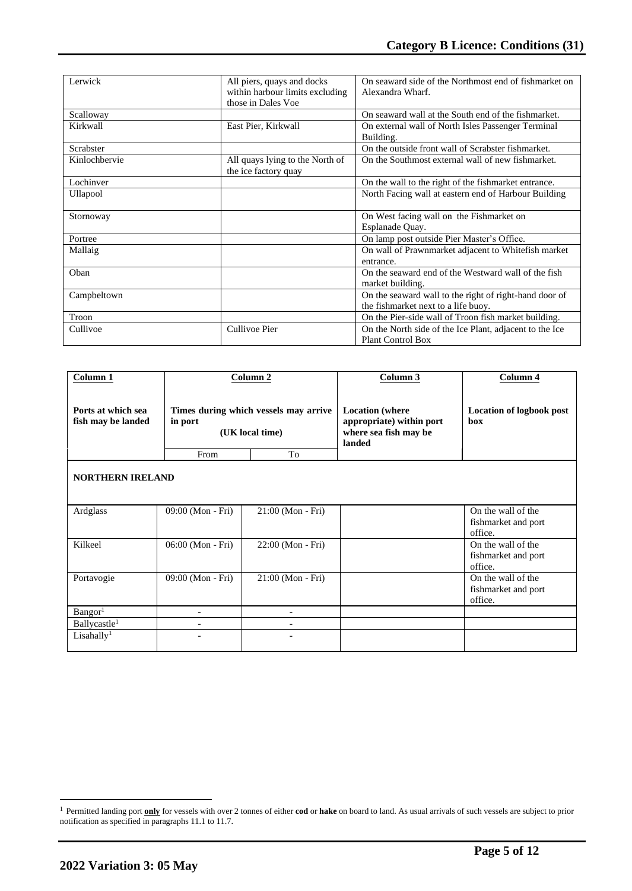| | | |
|---|---|---|
| Lerwick | All piers, quays and docks within harbour limits excluding those in Dales Voe | On seaward side of the Northmost end of fishmarket on Alexandra Wharf. |
| Scalloway | | On seaward wall at the South end of the fishmarket. |
| Kirkwall | East Pier, Kirkwall | On external wall of North Isles Passenger Terminal Building. |
| Scrabster | | On the outside front wall of Scrabster fishmarket. |
| Kinlochbervie | All quays lying to the North of the ice factory quay | On the Southmost external wall of new fishmarket. |
| Lochinver | | On the wall to the right of the fishmarket entrance. |
| Ullapool | | North Facing wall at eastern end of Harbour Building |
| Stornoway | | On West facing wall on the Fishmarket on Esplanade Quay. |
| Portree | | On lamp post outside Pier Master's Office. |
| Mallaig | | On wall of Prawnmarket adjacent to Whitefish market entrance. |
| Oban | | On the seaward end of the Westward wall of the fish market building. |
| Campbeltown | | On the seaward wall to the right of right-hand door of the fishmarket next to a life buoy. |
| Troon | | On the Pier-side wall of Troon fish market building. |
| Cullivoe | Cullivoe Pier | On the North side of the Ice Plant, adjacent to the Ice Plant Control Box |

| **Column 1**<br><br>**Ports at which sea fish may be landed** | **Column 2**<br><br>**Times during which vessels may arrive in port**<br>**(UK local time)** | | **Column 3**<br><br>**Location (where appropriate) within port where sea fish may be landed** | **Column 4**<br><br>**Location of logbook post box** |
|---|---|---|---|---|
| | From | To | | |
| **NORTHERN IRELAND** | | | | |
| Ardglass | 09:00 (Mon - Fri) | 21:00 (Mon - Fri) | | On the wall of the fishmarket and port office. |
| Kilkeel | 06:00 (Mon - Fri) | 22:00 (Mon - Fri) | | On the wall of the fishmarket and port office. |
| Portavogie | 09:00 (Mon - Fri) | 21:00 (Mon - Fri) | | On the wall of the fishmarket and port office. |
| Bangor[1] | - | - | | |
| Ballycastle[1] | - | - | | |
| Lisahally[1] | - | - | | |

[1] Permitted landing port **only** for vessels with over 2 tonnes of either **cod** or **hake** on board to land. As usual arrivals of such vessels are subject to prior notification as specified in paragraphs 11.1 to 11.7.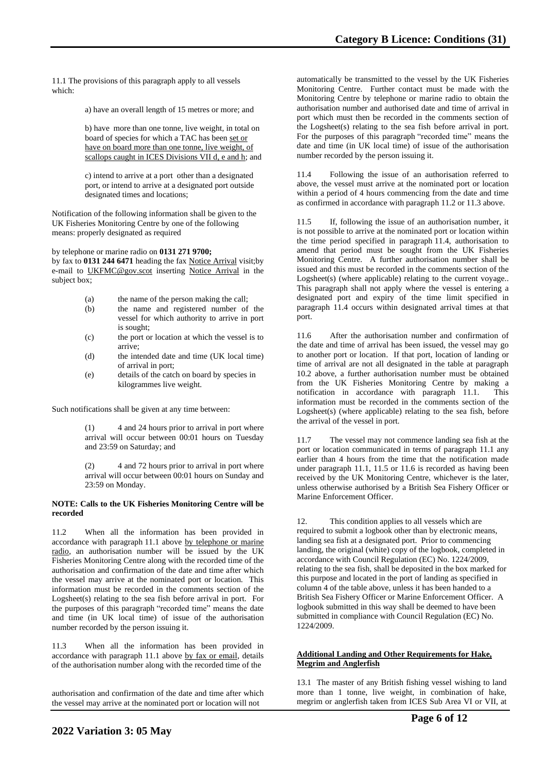11.1 The provisions of this paragraph apply to all vessels which:

a) have an overall length of 15 metres or more; and

b) have more than one tonne, live weight, in total on board of species for which a TAC has been set or have on board more than one tonne, live weight, of scallops caught in ICES Divisions VII d, e and h; and

c) intend to arrive at a port other than a designated port, or intend to arrive at a designated port outside designated times and locations;

Notification of the following information shall be given to the UK Fisheries Monitoring Centre by one of the following means: properly designated as required

by telephone or marine radio on **0131 271 9700;**
by fax to **0131 244 6471** heading the fax Notice Arrival visit;by e-mail to UKFMC@gov.scot inserting Notice Arrival in the subject box;

(a) the name of the person making the call;
(b) the name and registered number of the vessel for which authority to arrive in port is sought;
(c) the port or location at which the vessel is to arrive;
(d) the intended date and time (UK local time) of arrival in port;
(e) details of the catch on board by species in kilogrammes live weight.

Such notifications shall be given at any time between:

(1) 4 and 24 hours prior to arrival in port where arrival will occur between 00:01 hours on Tuesday and 23:59 on Saturday; and

(2) 4 and 72 hours prior to arrival in port where arrival will occur between 00:01 hours on Sunday and 23:59 on Monday.

**NOTE: Calls to the UK Fisheries Monitoring Centre will be recorded**

11.2 When all the information has been provided in accordance with paragraph 11.1 above by telephone or marine radio, an authorisation number will be issued by the UK Fisheries Monitoring Centre along with the recorded time of the authorisation and confirmation of the date and time after which the vessel may arrive at the nominated port or location. This information must be recorded in the comments section of the Logsheet(s) relating to the sea fish before arrival in port. For the purposes of this paragraph "recorded time" means the date and time (in UK local time) of issue of the authorisation number recorded by the person issuing it.

11.3 When all the information has been provided in accordance with paragraph 11.1 above by fax or email, details of the authorisation number along with the recorded time of the authorisation and confirmation of the date and time after which the vessel may arrive at the nominated port or location will not automatically be transmitted to the vessel by the UK Fisheries Monitoring Centre. Further contact must be made with the Monitoring Centre by telephone or marine radio to obtain the authorisation number and authorised date and time of arrival in port which must then be recorded in the comments section of the Logsheet(s) relating to the sea fish before arrival in port. For the purposes of this paragraph "recorded time" means the date and time (in UK local time) of issue of the authorisation number recorded by the person issuing it.

11.4 Following the issue of an authorisation referred to above, the vessel must arrive at the nominated port or location within a period of 4 hours commencing from the date and time as confirmed in accordance with paragraph 11.2 or 11.3 above.

11.5 If, following the issue of an authorisation number, it is not possible to arrive at the nominated port or location within the time period specified in paragraph 11.4, authorisation to amend that period must be sought from the UK Fisheries Monitoring Centre. A further authorisation number shall be issued and this must be recorded in the comments section of the Logsheet(s) (where applicable) relating to the current voyage.. This paragraph shall not apply where the vessel is entering a designated port and expiry of the time limit specified in paragraph 11.4 occurs within designated arrival times at that port.

11.6 After the authorisation number and confirmation of the date and time of arrival has been issued, the vessel may go to another port or location. If that port, location of landing or time of arrival are not all designated in the table at paragraph 10.2 above, a further authorisation number must be obtained from the UK Fisheries Monitoring Centre by making a notification in accordance with paragraph 11.1. This information must be recorded in the comments section of the Logsheet(s) (where applicable) relating to the sea fish, before the arrival of the vessel in port.

11.7 The vessel may not commence landing sea fish at the port or location communicated in terms of paragraph 11.1 any earlier than 4 hours from the time that the notification made under paragraph 11.1, 11.5 or 11.6 is recorded as having been received by the UK Monitoring Centre, whichever is the later, unless otherwise authorised by a British Sea Fishery Officer or Marine Enforcement Officer.

12. This condition applies to all vessels which are required to submit a logbook other than by electronic means, landing sea fish at a designated port. Prior to commencing landing, the original (white) copy of the logbook, completed in accordance with Council Regulation (EC) No. 1224/2009, relating to the sea fish, shall be deposited in the box marked for this purpose and located in the port of landing as specified in column 4 of the table above, unless it has been handed to a British Sea Fishery Officer or Marine Enforcement Officer. A logbook submitted in this way shall be deemed to have been submitted in compliance with Council Regulation (EC) No. 1224/2009.

**Additional Landing and Other Requirements for Hake, Megrim and Anglerfish**

13.1 The master of any British fishing vessel wishing to land more than 1 tonne, live weight, in combination of hake, megrim or anglerfish taken from ICES Sub Area VI or VII, at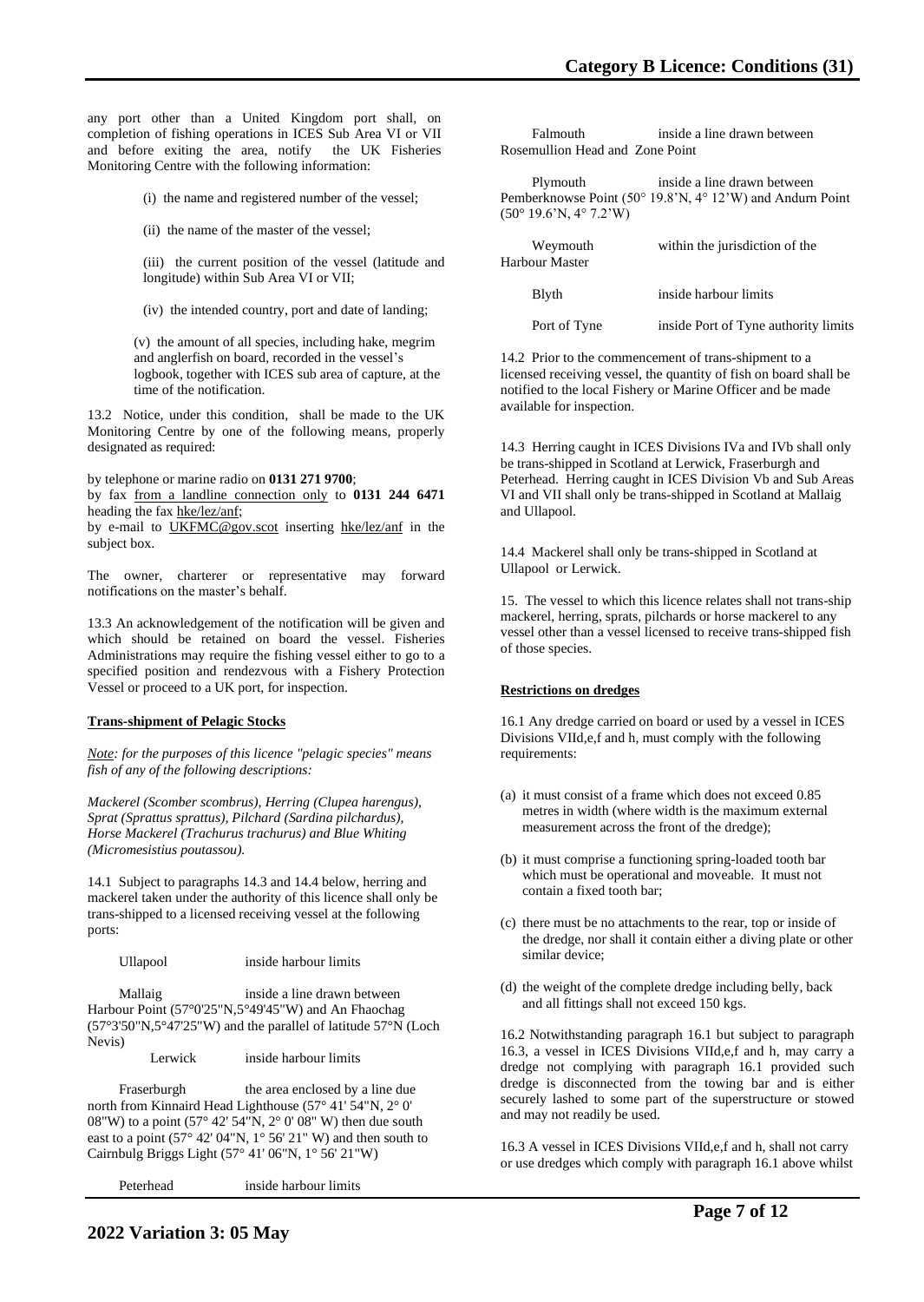any port other than a United Kingdom port shall, on completion of fishing operations in ICES Sub Area VI or VII and before exiting the area, notify the UK Fisheries Monitoring Centre with the following information:

(i) the name and registered number of the vessel;

(ii) the name of the master of the vessel;

(iii) the current position of the vessel (latitude and longitude) within Sub Area VI or VII;

(iv) the intended country, port and date of landing;

(v) the amount of all species, including hake, megrim and anglerfish on board, recorded in the vessel's logbook, together with ICES sub area of capture, at the time of the notification.

13.2 Notice, under this condition, shall be made to the UK Monitoring Centre by one of the following means, properly designated as required:

by telephone or marine radio on **0131 271 9700**;
by fax from a landline connection only to **0131 244 6471** heading the fax hke/lez/anf;
by e-mail to UKFMC@gov.scot inserting hke/lez/anf in the subject box.

The owner, charterer or representative may forward notifications on the master's behalf.

13.3 An acknowledgement of the notification will be given and which should be retained on board the vessel. Fisheries Administrations may require the fishing vessel either to go to a specified position and rendezvous with a Fishery Protection Vessel or proceed to a UK port, for inspection.

**Trans-shipment of Pelagic Stocks**

*Note: for the purposes of this licence "pelagic species" means fish of any of the following descriptions:*

*Mackerel (Scomber scombrus), Herring (Clupea harengus), Sprat (Sprattus sprattus), Pilchard (Sardina pilchardus), Horse Mackerel (Trachurus trachurus) and Blue Whiting (Micromesistius poutassou).*

14.1 Subject to paragraphs 14.3 and 14.4 below, herring and mackerel taken under the authority of this licence shall only be trans-shipped to a licensed receiving vessel at the following ports:

Ullapool — inside harbour limits

Mallaig — inside a line drawn between Harbour Point (57°0'25"N,5°49'45"W) and An Fhaochag (57°3'50"N,5°47'25"W) and the parallel of latitude 57°N (Loch Nevis)

Lerwick — inside harbour limits

Fraserburgh — the area enclosed by a line due north from Kinnaird Head Lighthouse (57° 41' 54"N, 2° 0' 08"W) to a point (57° 42' 54"N, 2° 0' 08" W) then due south east to a point (57° 42' 04"N, 1° 56' 21" W) and then south to Cairnbulg Briggs Light (57° 41' 06"N, 1° 56' 21"W)

Peterhead — inside harbour limits

Falmouth — inside a line drawn between Rosemullion Head and Zone Point

Plymouth — inside a line drawn between Pemberknowse Point (50° 19.8'N, 4° 12'W) and Andurn Point (50° 19.6'N, 4° 7.2'W)

Weymouth — within the jurisdiction of the Harbour Master

Blyth — inside harbour limits

Port of Tyne — inside Port of Tyne authority limits

14.2 Prior to the commencement of trans-shipment to a licensed receiving vessel, the quantity of fish on board shall be notified to the local Fishery or Marine Officer and be made available for inspection.

14.3 Herring caught in ICES Divisions IVa and IVb shall only be trans-shipped in Scotland at Lerwick, Fraserburgh and Peterhead. Herring caught in ICES Division Vb and Sub Areas VI and VII shall only be trans-shipped in Scotland at Mallaig and Ullapool.

14.4 Mackerel shall only be trans-shipped in Scotland at Ullapool or Lerwick.

15. The vessel to which this licence relates shall not trans-ship mackerel, herring, sprats, pilchards or horse mackerel to any vessel other than a vessel licensed to receive trans-shipped fish of those species.

**Restrictions on dredges**

16.1 Any dredge carried on board or used by a vessel in ICES Divisions VIId,e,f and h, must comply with the following requirements:

(a) it must consist of a frame which does not exceed 0.85 metres in width (where width is the maximum external measurement across the front of the dredge);

(b) it must comprise a functioning spring-loaded tooth bar which must be operational and moveable. It must not contain a fixed tooth bar;

(c) there must be no attachments to the rear, top or inside of the dredge, nor shall it contain either a diving plate or other similar device;

(d) the weight of the complete dredge including belly, back and all fittings shall not exceed 150 kgs.

16.2 Notwithstanding paragraph 16.1 but subject to paragraph 16.3, a vessel in ICES Divisions VIId,e,f and h, may carry a dredge not complying with paragraph 16.1 provided such dredge is disconnected from the towing bar and is either securely lashed to some part of the superstructure or stowed and may not readily be used.

16.3 A vessel in ICES Divisions VIId,e,f and h, shall not carry or use dredges which comply with paragraph 16.1 above whilst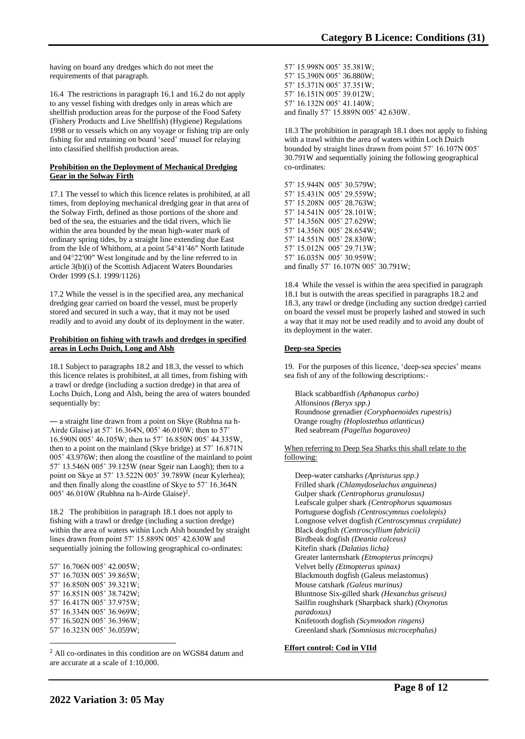having on board any dredges which do not meet the requirements of that paragraph.

16.4 The restrictions in paragraph 16.1 and 16.2 do not apply to any vessel fishing with dredges only in areas which are shellfish production areas for the purpose of the Food Safety (Fishery Products and Live Shellfish) (Hygiene) Regulations 1998 or to vessels which on any voyage or fishing trip are only fishing for and retaining on board 'seed' mussel for relaying into classified shellfish production areas.

**Prohibition on the Deployment of Mechanical Dredging Gear in the Solway Firth**

17.1 The vessel to which this licence relates is prohibited, at all times, from deploying mechanical dredging gear in that area of the Solway Firth, defined as those portions of the shore and bed of the sea, the estuaries and the tidal rivers, which lie within the area bounded by the mean high-water mark of ordinary spring tides, by a straight line extending due East from the Isle of Whithorn, at a point 54°41′46″ North latitude and 04°22′00″ West longitude and by the line referred to in article 3(b)(i) of the Scottish Adjacent Waters Boundaries Order 1999 (S.I. 1999/1126)

17.2 While the vessel is in the specified area, any mechanical dredging gear carried on board the vessel, must be properly stored and secured in such a way, that it may not be used readily and to avoid any doubt of its deployment in the water.

**Prohibition on fishing with trawls and dredges in specified areas in Lochs Duich, Long and Alsh**

18.1 Subject to paragraphs 18.2 and 18.3, the vessel to which this licence relates is prohibited, at all times, from fishing with a trawl or dredge (including a suction dredge) in that area of Lochs Duich, Long and Alsh, being the area of waters bounded sequentially by:

— a straight line drawn from a point on Skye (Rubhna na h-Airde Glaise) at 57˚ 16.364N, 005˚ 46.010W; then to 57˚ 16.590N 005˚ 46.105W; then to 57˚ 16.850N 005˚ 44.335W, then to a point on the mainland (Skye bridge) at 57˚ 16.871N 005˚ 43.976W; then along the coastline of the mainland to point 57˚ 13.546N 005˚ 39.125W (near Sgeir nan Laogh); then to a point on Skye at 57˚ 13.522N 005˚ 39.789W (near Kylerhea); and then finally along the coastline of Skye to 57˚ 16.364N 005˚ 46.010W (Rubhna na h-Airde Glaise)[2].

18.2 The prohibition in paragraph 18.1 does not apply to fishing with a trawl or dredge (including a suction dredge) within the area of waters within Loch Alsh bounded by straight lines drawn from point 57˚ 15.889N 005˚ 42.630W and sequentially joining the following geographical co-ordinates:

57˚ 16.706N 005˚ 42.005W;
57˚ 16.703N 005˚ 39.865W;
57˚ 16.850N 005˚ 39.321W;
57˚ 16.851N 005˚ 38.742W;
57˚ 16.417N 005˚ 37.975W;
57˚ 16.334N 005˚ 36.969W;
57˚ 16.502N 005˚ 36.396W;
57˚ 16.323N 005˚ 36.059W;
57˚ 15.998N 005˚ 35.381W;
57˚ 15.390N 005˚ 36.880W;
57˚ 15.371N 005˚ 37.351W;
57˚ 16.151N 005˚ 39.012W;
57˚ 16.132N 005˚ 41.140W;
and finally 57˚ 15.889N 005˚ 42.630W.

18.3 The prohibition in paragraph 18.1 does not apply to fishing with a trawl within the area of waters within Loch Duich bounded by straight lines drawn from point 57˚ 16.107N 005˚ 30.791W and sequentially joining the following geographical co-ordinates:

57˚ 15.944N 005˚ 30.579W;
57˚ 15.431N 005˚ 29.559W;
57˚ 15.208N 005˚ 28.763W;
57˚ 14.541N 005˚ 28.101W;
57˚ 14.356N 005˚ 27.629W;
57˚ 14.356N 005˚ 28.654W;
57˚ 14.551N 005˚ 28.830W;
57˚ 15.012N 005˚ 29.713W;
57˚ 16.035N 005˚ 30.959W;
and finally 57˚ 16.107N 005˚ 30.791W;

18.4 While the vessel is within the area specified in paragraph 18.1 but is outwith the areas specified in paragraphs 18.2 and 18.3, any trawl or dredge (including any suction dredge) carried on board the vessel must be properly lashed and stowed in such a way that it may not be used readily and to avoid any doubt of its deployment in the water.

**Deep-sea Species**

19. For the purposes of this licence, 'deep-sea species' means sea fish of any of the following descriptions:-

Black scabbardfish *(Aphanopus carbo)*
Alfonsinos *(Beryx spp.)*
Roundnose grenadier *(Coryphaenoides rupestris)*
Orange roughy *(Hoplostethus atlanticus)*
Red seabream *(Pagellus bogaraveo)*

When referring to Deep Sea Sharks this shall relate to the following:

Deep-water catsharks *(Apristurus spp.)*
Frilled shark *(Chlamydoselachus anguineus)*
Gulper shark *(Centrophorus granulosus)*
Leafscale gulper shark *(Centrophorus squamosus*
Portuguese dogfish *(Centroscymnus coelolepis)*
Longnose velvet dogfish *(Centroscymnus crepidate)*
Black dogfish *(Centroscyllium fabricii)*
Birdbeak dogfish *(Deania calceus)*
Kitefin shark *(Dalatias licha)*
Greater lanternshark *(Etmopterus princeps)*
Velvet belly *(Etmopterus spinax)*
Blackmouth dogfish (Galeus melastomus)
Mouse catshark *(Galeus murinus)*
Bluntnose Six-gilled shark *(Hexanchus griseus)*
Sailfin roughshark (Sharpback shark) *(Oxynotus paradoxus)*
Knifetooth dogfish *(Scymnodon ringens)*
Greenland shark *(Somniosus microcephalus)*

**Effort control: Cod in VIId**

[2] All co-ordinates in this condition are on WGS84 datum and are accurate at a scale of 1:10,000.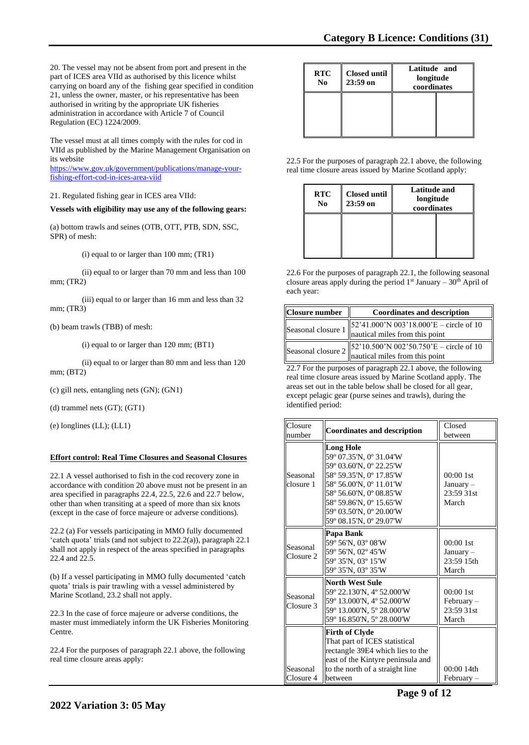20. The vessel may not be absent from port and present in the part of ICES area VIId as authorised by this licence whilst carrying on board any of the fishing gear specified in condition 21, unless the owner, master, or his representative has been authorised in writing by the appropriate UK fisheries administration in accordance with Article 7 of Council Regulation (EC) 1224/2009.

The vessel must at all times comply with the rules for cod in VIId as published by the Marine Management Organisation on its website https://www.gov.uk/government/publications/manage-your-fishing-effort-cod-in-ices-area-viid

21. Regulated fishing gear in ICES area VIId:

**Vessels with eligibility may use any of the following gears:**

(a) bottom trawls and seines (OTB, OTT, PTB, SDN, SSC, SPR) of mesh:

(i) equal to or larger than 100 mm; (TR1)

(ii) equal to or larger than 70 mm and less than 100 mm; (TR2)

(iii) equal to or larger than 16 mm and less than 32 mm; (TR3)

(b) beam trawls (TBB) of mesh:

(i) equal to or larger than 120 mm; (BT1)

(ii) equal to or larger than 80 mm and less than 120 mm; (BT2)

(c) gill nets, entangling nets (GN); (GN1)

(d) trammel nets (GT); (GT1)

(e) longlines (LL); (LL1)

**Effort control: Real Time Closures and Seasonal Closures**

22.1 A vessel authorised to fish in the cod recovery zone in accordance with condition 20 above must not be present in an area specified in paragraphs 22.4, 22.5, 22.6 and 22.7 below, other than when transiting at a speed of more than six knots (except in the case of force majeure or adverse conditions).

22.2 (a) For vessels participating in MMO fully documented 'catch quota' trials (and not subject to 22.2(a)), paragraph 22.1 shall not apply in respect of the areas specified in paragraphs 22.4 and 22.5.

(b) If a vessel participating in MMO fully documented 'catch quota' trials is pair trawling with a vessel administered by Marine Scotland, 23.2 shall not apply.

22.3 In the case of force majeure or adverse conditions, the master must immediately inform the UK Fisheries Monitoring Centre.

22.4 For the purposes of paragraph 22.1 above, the following real time closure areas apply:

| RTC No | Closed until 23:59 on | Latitude and longitude coordinates | |
|---|---|---|---|
| | | | |

22.5 For the purposes of paragraph 22.1 above, the following real time closure areas issued by Marine Scotland apply:

| RTC No | Closed until 23:59 on | Latitude and longitude coordinates | |
|---|---|---|---|
| | | | |

22.6 For the purposes of paragraph 22.1, the following seasonal closure areas apply during the period 1st January – 30th April of each year:

| Closure number | Coordinates and description |
|---|---|
| Seasonal closure 1 | 52'41.000'N 003'18.000'E – circle of 10 nautical miles from this point |
| Seasonal closure 2 | 52'10.500'N 002'50.750'E – circle of 10 nautical miles from this point |

22.7 For the purposes of paragraph 22.1 above, the following real time closure areas issued by Marine Scotland apply. The areas set out in the table below shall be closed for all gear, except pelagic gear (purse seines and trawls), during the identified period:

| Closure number | Coordinates and description | Closed between |
|---|---|---|
| Seasonal closure 1 | **Long Hole**<br>59º 07.35'N, 0º 31.04'W<br>59º 03.60'N, 0º 22.25'W<br>58º 59.35'N, 0º 17.85'W<br>58º 56.00'N, 0º 11.01'W<br>58º 56.60'N, 0º 08.85'W<br>58º 59.86'N, 0º 15.65'W<br>59º 03.50'N, 0º 20.00'W<br>59º 08.15'N, 0º 29.07'W | 00:00 1st January – 23:59 31st March |
| Seasonal Closure 2 | **Papa Bank**<br>59º 56'N, 03º 08'W<br>59º 56'N, 02º 45'W<br>59º 35'N, 03º 15'W<br>59º 35'N, 03º 35'W | 00:00 1st January – 23:59 15th March |
| Seasonal Closure 3 | **North West Sule**<br>59º 22.130'N, 4º 52.000'W<br>59º 13.000'N, 4º 52.000'W<br>59º 13.000'N, 5º 28.000'W<br>59º 16.850'N, 5º 28.000'W | 00:00 1st February – 23:59 31st March |
| Seasonal Closure 4 | **Firth of Clyde**<br>That part of ICES statistical rectangle 39E4 which lies to the east of the Kintyre peninsula and to the north of a straight line between | 00:00 14th February – |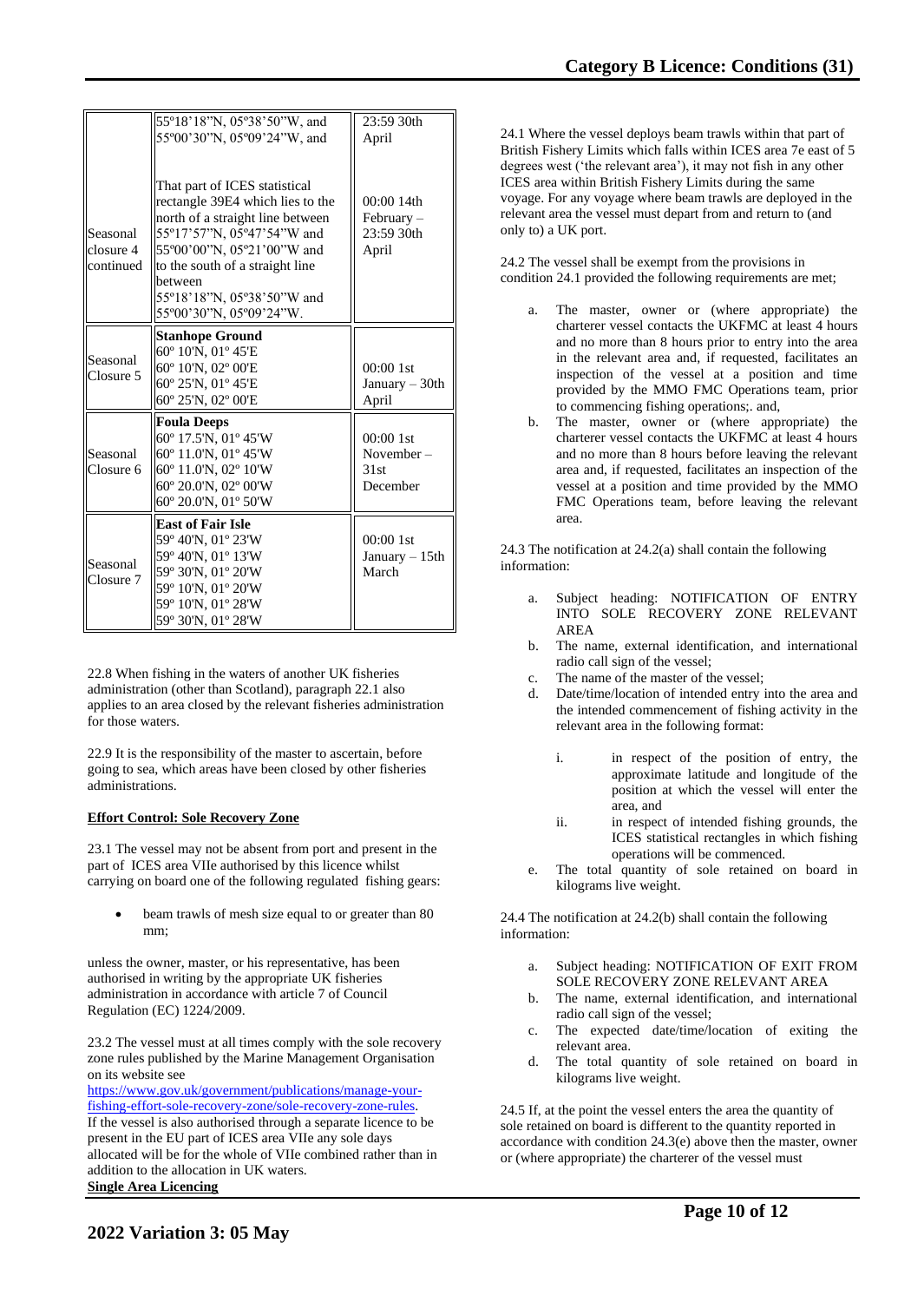| | | |
|---|---|---|
| Seasonal closure 4 continued | 55º18'18"N, 05º38'50"W, and<br>55º00'30"N, 05º09'24"W, and<br><br>That part of ICES statistical rectangle 39E4 which lies to the north of a straight line between 55º17'57"N, 05º47'54"W and 55º00'00"N, 05º21'00"W and to the south of a straight line between<br>55º18'18"N, 05º38'50"W and<br>55º00'30"N, 05º09'24"W. | 23:59 30th April<br><br>00:00 14th February – 23:59 30th April |
| Seasonal Closure 5 | **Stanhope Ground**<br>60º 10'N, 01º 45'E<br>60º 10'N, 02º 00'E<br>60º 25'N, 01º 45'E<br>60º 25'N, 02º 00'E | 00:00 1st January – 30th April |
| Seasonal Closure 6 | **Foula Deeps**<br>60º 17.5'N, 01º 45'W<br>60º 11.0'N, 01º 45'W<br>60º 11.0'N, 02º 10'W<br>60º 20.0'N, 02º 00'W<br>60º 20.0'N, 01º 50'W | 00:00 1st November – 31st December |
| Seasonal Closure 7 | **East of Fair Isle**<br>59º 40'N, 01º 23'W<br>59º 40'N, 01º 13'W<br>59º 30'N, 01º 20'W<br>59º 10'N, 01º 20'W<br>59º 10'N, 01º 28'W<br>59º 30'N, 01º 28'W | 00:00 1st January – 15th March |

22.8 When fishing in the waters of another UK fisheries administration (other than Scotland), paragraph 22.1 also applies to an area closed by the relevant fisheries administration for those waters.

22.9 It is the responsibility of the master to ascertain, before going to sea, which areas have been closed by other fisheries administrations.

**Effort Control: Sole Recovery Zone**

23.1 The vessel may not be absent from port and present in the part of ICES area VIIe authorised by this licence whilst carrying on board one of the following regulated fishing gears:

- beam trawls of mesh size equal to or greater than 80 mm;

unless the owner, master, or his representative, has been authorised in writing by the appropriate UK fisheries administration in accordance with article 7 of Council Regulation (EC) 1224/2009.

23.2 The vessel must at all times comply with the sole recovery zone rules published by the Marine Management Organisation on its website see https://www.gov.uk/government/publications/manage-your-fishing-effort-sole-recovery-zone/sole-recovery-zone-rules. If the vessel is also authorised through a separate licence to be present in the EU part of ICES area VIIe any sole days allocated will be for the whole of VIIe combined rather than in addition to the allocation in UK waters.

**Single Area Licencing**

24.1 Where the vessel deploys beam trawls within that part of British Fishery Limits which falls within ICES area 7e east of 5 degrees west ('the relevant area'), it may not fish in any other ICES area within British Fishery Limits during the same voyage. For any voyage where beam trawls are deployed in the relevant area the vessel must depart from and return to (and only to) a UK port.

24.2 The vessel shall be exempt from the provisions in condition 24.1 provided the following requirements are met;

a. The master, owner or (where appropriate) the charterer vessel contacts the UKFMC at least 4 hours and no more than 8 hours prior to entry into the area in the relevant area and, if requested, facilitates an inspection of the vessel at a position and time provided by the MMO FMC Operations team, prior to commencing fishing operations;. and,
b. The master, owner or (where appropriate) the charterer vessel contacts the UKFMC at least 4 hours and no more than 8 hours before leaving the relevant area and, if requested, facilitates an inspection of the vessel at a position and time provided by the MMO FMC Operations team, before leaving the relevant area.

24.3 The notification at 24.2(a) shall contain the following information:

a. Subject heading: NOTIFICATION OF ENTRY INTO SOLE RECOVERY ZONE RELEVANT AREA
b. The name, external identification, and international radio call sign of the vessel;
c. The name of the master of the vessel;
d. Date/time/location of intended entry into the area and the intended commencement of fishing activity in the relevant area in the following format:
   i. in respect of the position of entry, the approximate latitude and longitude of the position at which the vessel will enter the area, and
   ii. in respect of intended fishing grounds, the ICES statistical rectangles in which fishing operations will be commenced.
e. The total quantity of sole retained on board in kilograms live weight.

24.4 The notification at 24.2(b) shall contain the following information:

a. Subject heading: NOTIFICATION OF EXIT FROM SOLE RECOVERY ZONE RELEVANT AREA
b. The name, external identification, and international radio call sign of the vessel;
c. The expected date/time/location of exiting the relevant area.
d. The total quantity of sole retained on board in kilograms live weight.

24.5 If, at the point the vessel enters the area the quantity of sole retained on board is different to the quantity reported in accordance with condition 24.3(e) above then the master, owner or (where appropriate) the charterer of the vessel must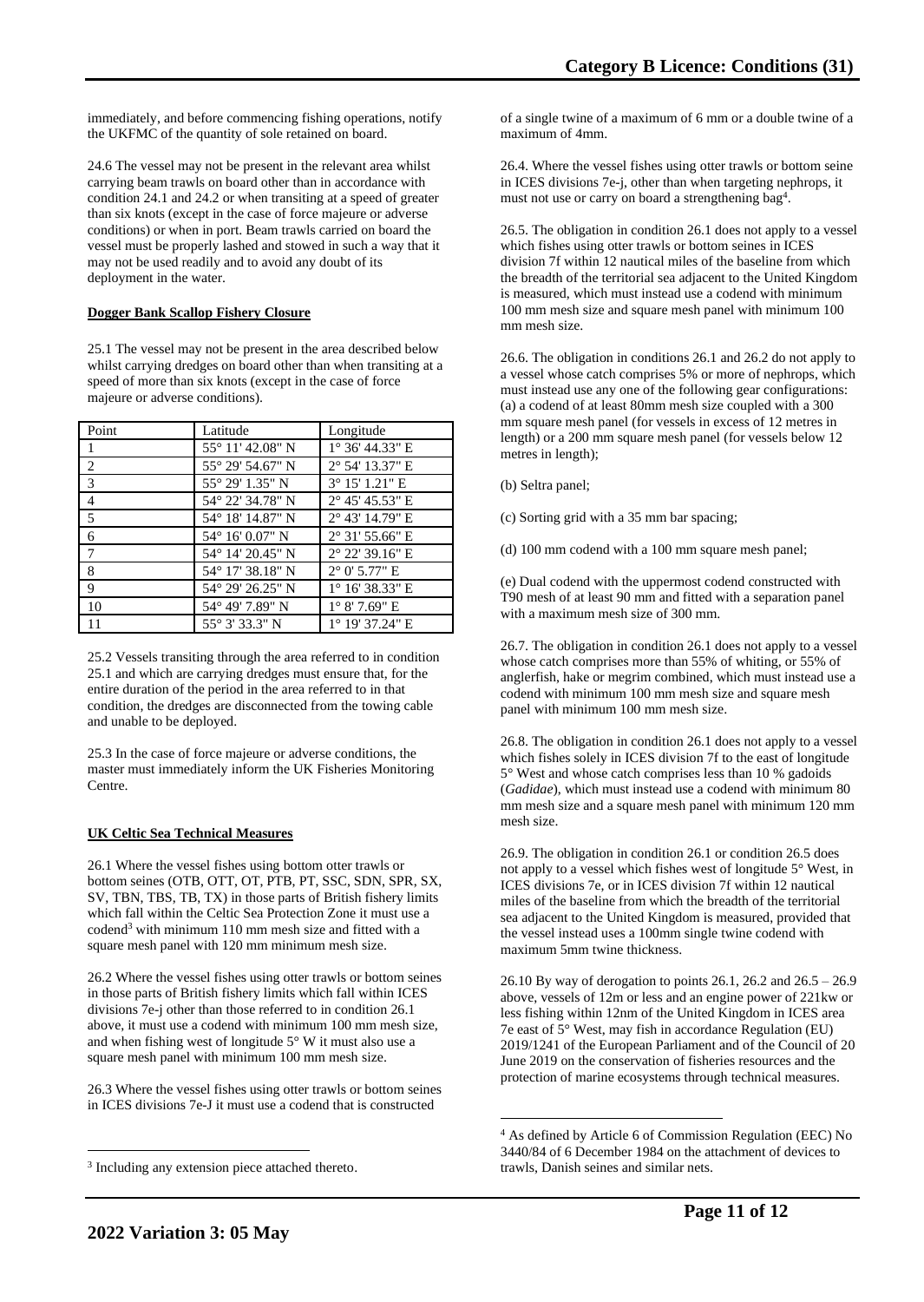immediately, and before commencing fishing operations, notify the UKFMC of the quantity of sole retained on board.

24.6 The vessel may not be present in the relevant area whilst carrying beam trawls on board other than in accordance with condition 24.1 and 24.2 or when transiting at a speed of greater than six knots (except in the case of force majeure or adverse conditions) or when in port. Beam trawls carried on board the vessel must be properly lashed and stowed in such a way that it may not be used readily and to avoid any doubt of its deployment in the water.

**Dogger Bank Scallop Fishery Closure**

25.1 The vessel may not be present in the area described below whilst carrying dredges on board other than when transiting at a speed of more than six knots (except in the case of force majeure or adverse conditions).

| Point | Latitude | Longitude |
|---|---|---|
| 1 | 55° 11' 42.08" N | 1° 36' 44.33" E |
| 2 | 55° 29' 54.67" N | 2° 54' 13.37" E |
| 3 | 55° 29' 1.35" N | 3° 15' 1.21" E |
| 4 | 54° 22' 34.78" N | 2° 45' 45.53" E |
| 5 | 54° 18' 14.87" N | 2° 43' 14.79" E |
| 6 | 54° 16' 0.07" N | 2° 31' 55.66" E |
| 7 | 54° 14' 20.45" N | 2° 22' 39.16" E |
| 8 | 54° 17' 38.18" N | 2° 0' 5.77" E |
| 9 | 54° 29' 26.25" N | 1° 16' 38.33" E |
| 10 | 54° 49' 7.89" N | 1° 8' 7.69" E |
| 11 | 55° 3' 33.3" N | 1° 19' 37.24" E |

25.2 Vessels transiting through the area referred to in condition 25.1 and which are carrying dredges must ensure that, for the entire duration of the period in the area referred to in that condition, the dredges are disconnected from the towing cable and unable to be deployed.

25.3 In the case of force majeure or adverse conditions, the master must immediately inform the UK Fisheries Monitoring Centre.

**UK Celtic Sea Technical Measures**

26.1 Where the vessel fishes using bottom otter trawls or bottom seines (OTB, OTT, OT, PTB, PT, SSC, SDN, SPR, SX, SV, TBN, TBS, TB, TX) in those parts of British fishery limits which fall within the Celtic Sea Protection Zone it must use a codend[3] with minimum 110 mm mesh size and fitted with a square mesh panel with 120 mm minimum mesh size.

26.2 Where the vessel fishes using otter trawls or bottom seines in those parts of British fishery limits which fall within ICES divisions 7e-j other than those referred to in condition 26.1 above, it must use a codend with minimum 100 mm mesh size, and when fishing west of longitude 5° W it must also use a square mesh panel with minimum 100 mm mesh size.

26.3 Where the vessel fishes using otter trawls or bottom seines in ICES divisions 7e-J it must use a codend that is constructed of a single twine of a maximum of 6 mm or a double twine of a maximum of 4mm.

26.4. Where the vessel fishes using otter trawls or bottom seine in ICES divisions 7e-j, other than when targeting nephrops, it must not use or carry on board a strengthening bag[4].

26.5. The obligation in condition 26.1 does not apply to a vessel which fishes using otter trawls or bottom seines in ICES division 7f within 12 nautical miles of the baseline from which the breadth of the territorial sea adjacent to the United Kingdom is measured, which must instead use a codend with minimum 100 mm mesh size and square mesh panel with minimum 100 mm mesh size.

26.6. The obligation in conditions 26.1 and 26.2 do not apply to a vessel whose catch comprises 5% or more of nephrops, which must instead use any one of the following gear configurations:
(a) a codend of at least 80mm mesh size coupled with a 300 mm square mesh panel (for vessels in excess of 12 metres in length) or a 200 mm square mesh panel (for vessels below 12 metres in length);

(b) Seltra panel;

(c) Sorting grid with a 35 mm bar spacing;

(d) 100 mm codend with a 100 mm square mesh panel;

(e) Dual codend with the uppermost codend constructed with T90 mesh of at least 90 mm and fitted with a separation panel with a maximum mesh size of 300 mm.

26.7. The obligation in condition 26.1 does not apply to a vessel whose catch comprises more than 55% of whiting, or 55% of anglerfish, hake or megrim combined, which must instead use a codend with minimum 100 mm mesh size and square mesh panel with minimum 100 mm mesh size.

26.8. The obligation in condition 26.1 does not apply to a vessel which fishes solely in ICES division 7f to the east of longitude 5° West and whose catch comprises less than 10 % gadoids (*Gadidae*), which must instead use a codend with minimum 80 mm mesh size and a square mesh panel with minimum 120 mm mesh size.

26.9. The obligation in condition 26.1 or condition 26.5 does not apply to a vessel which fishes west of longitude 5° West, in ICES divisions 7e, or in ICES division 7f within 12 nautical miles of the baseline from which the breadth of the territorial sea adjacent to the United Kingdom is measured, provided that the vessel instead uses a 100mm single twine codend with maximum 5mm twine thickness.

26.10 By way of derogation to points 26.1, 26.2 and 26.5 – 26.9 above, vessels of 12m or less and an engine power of 221kw or less fishing within 12nm of the United Kingdom in ICES area 7e east of 5° West, may fish in accordance Regulation (EU) 2019/1241 of the European Parliament and of the Council of 20 June 2019 on the conservation of fisheries resources and the protection of marine ecosystems through technical measures.

---

[3] Including any extension piece attached thereto.

[4] As defined by Article 6 of Commission Regulation (EEC) No 3440/84 of 6 December 1984 on the attachment of devices to trawls, Danish seines and similar nets.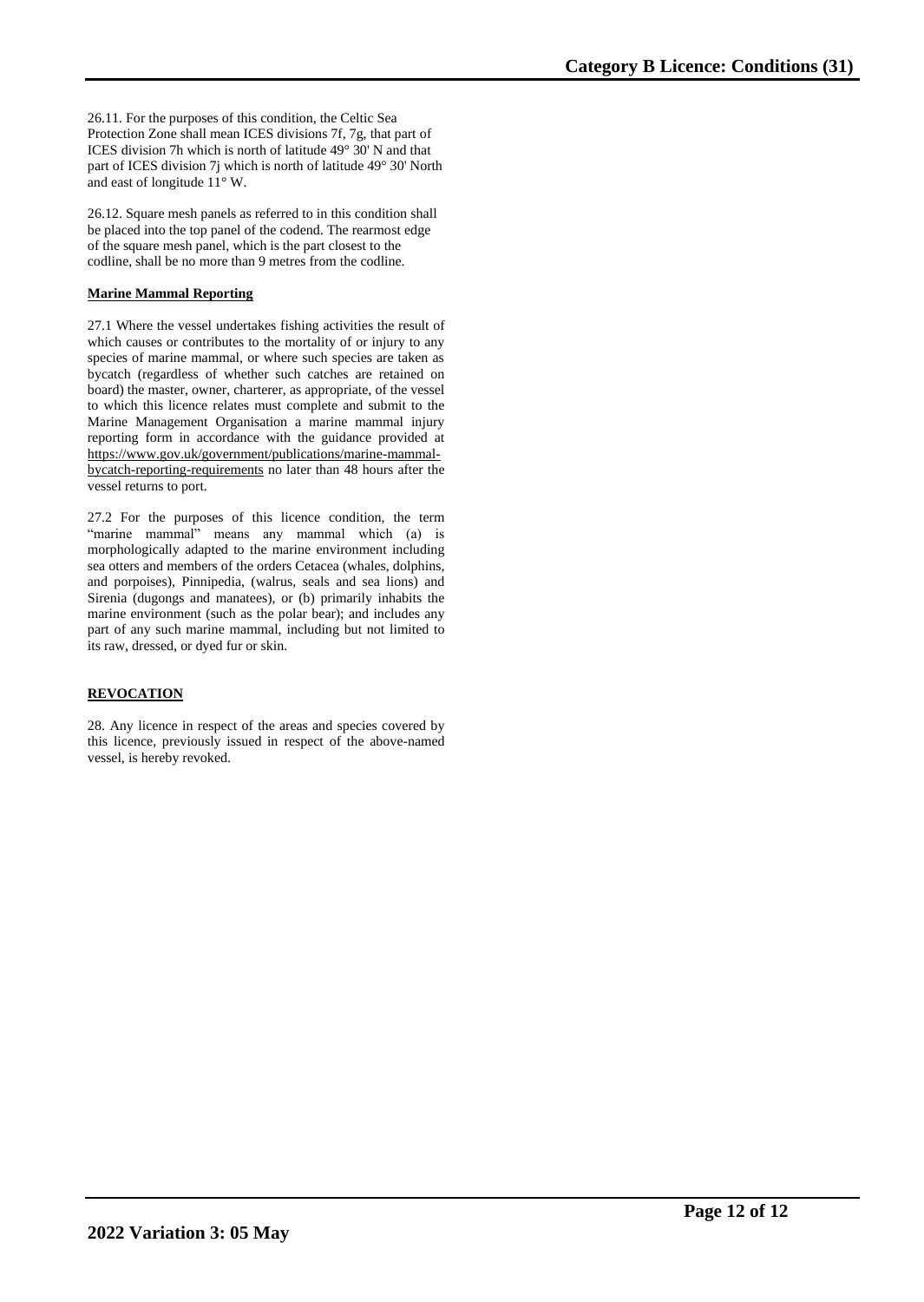26.11. For the purposes of this condition, the Celtic Sea Protection Zone shall mean ICES divisions 7f, 7g, that part of ICES division 7h which is north of latitude 49° 30' N and that part of ICES division 7j which is north of latitude 49° 30' North and east of longitude 11° W.

26.12. Square mesh panels as referred to in this condition shall be placed into the top panel of the codend. The rearmost edge of the square mesh panel, which is the part closest to the codline, shall be no more than 9 metres from the codline.

**Marine Mammal Reporting**

27.1 Where the vessel undertakes fishing activities the result of which causes or contributes to the mortality of or injury to any species of marine mammal, or where such species are taken as bycatch (regardless of whether such catches are retained on board) the master, owner, charterer, as appropriate, of the vessel to which this licence relates must complete and submit to the Marine Management Organisation a marine mammal injury reporting form in accordance with the guidance provided at https://www.gov.uk/government/publications/marine-mammal-bycatch-reporting-requirements no later than 48 hours after the vessel returns to port.

27.2 For the purposes of this licence condition, the term "marine mammal" means any mammal which (a) is morphologically adapted to the marine environment including sea otters and members of the orders Cetacea (whales, dolphins, and porpoises), Pinnipedia, (walrus, seals and sea lions) and Sirenia (dugongs and manatees), or (b) primarily inhabits the marine environment (such as the polar bear); and includes any part of any such marine mammal, including but not limited to its raw, dressed, or dyed fur or skin.

**REVOCATION**

28. Any licence in respect of the areas and species covered by this licence, previously issued in respect of the above-named vessel, is hereby revoked.